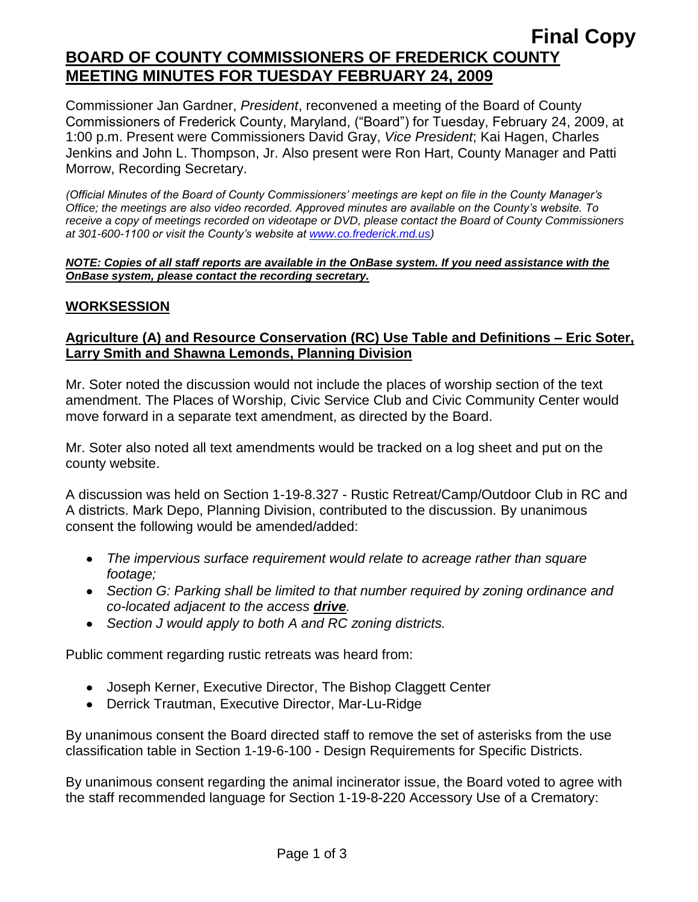**Final Copy**

# BOARD OF COUNTY COMMISSIONERS OF FREDERICK COUNTY MEETING MINUTES FOR TUESDAY FEBRUARY 24, 2009

Commissioner Jan Gardner, *President*, reconvened a meeting of the Board of County Commissioners of Frederick County, Maryland, ("Board") for Tuesday, February 24, 2009, at 1:00 p.m. Present were Commissioners David Gray, *Vice President*; Kai Hagen, Charles Jenkins and John L. Thompson, Jr. Also present were Ron Hart, County Manager and Patti Morrow, Recording Secretary.

*(Official Minutes of the Board of County Commissioners' meetings are kept on file in the County Manager's Office; the meetings are also video recorded. Approved minutes are available on the County's website. To receive a copy of meetings recorded on videotape or DVD, please contact the Board of County Commissioners at 301-600-1100 or visit the County's website at www.co.frederick.md.us)*

***NOTE: Copies of all staff reports are available in the OnBase system. If you need assistance with the OnBase system, please contact the recording secretary.***

## WORKSESSION

### Agriculture (A) and Resource Conservation (RC) Use Table and Definitions – Eric Soter, Larry Smith and Shawna Lemonds, Planning Division

Mr. Soter noted the discussion would not include the places of worship section of the text amendment. The Places of Worship, Civic Service Club and Civic Community Center would move forward in a separate text amendment, as directed by the Board.

Mr. Soter also noted all text amendments would be tracked on a log sheet and put on the county website.

A discussion was held on Section 1-19-8.327 - Rustic Retreat/Camp/Outdoor Club in RC and A districts. Mark Depo, Planning Division, contributed to the discussion. By unanimous consent the following would be amended/added:

- *The impervious surface requirement would relate to acreage rather than square footage;*
- *Section G: Parking shall be limited to that number required by zoning ordinance and co-located adjacent to the access **drive**.*
- *Section J would apply to both A and RC zoning districts.*

Public comment regarding rustic retreats was heard from:

- Joseph Kerner, Executive Director, The Bishop Claggett Center
- Derrick Trautman, Executive Director, Mar-Lu-Ridge

By unanimous consent the Board directed staff to remove the set of asterisks from the use classification table in Section 1-19-6-100 - Design Requirements for Specific Districts.

By unanimous consent regarding the animal incinerator issue, the Board voted to agree with the staff recommended language for Section 1-19-8-220 Accessory Use of a Crematory: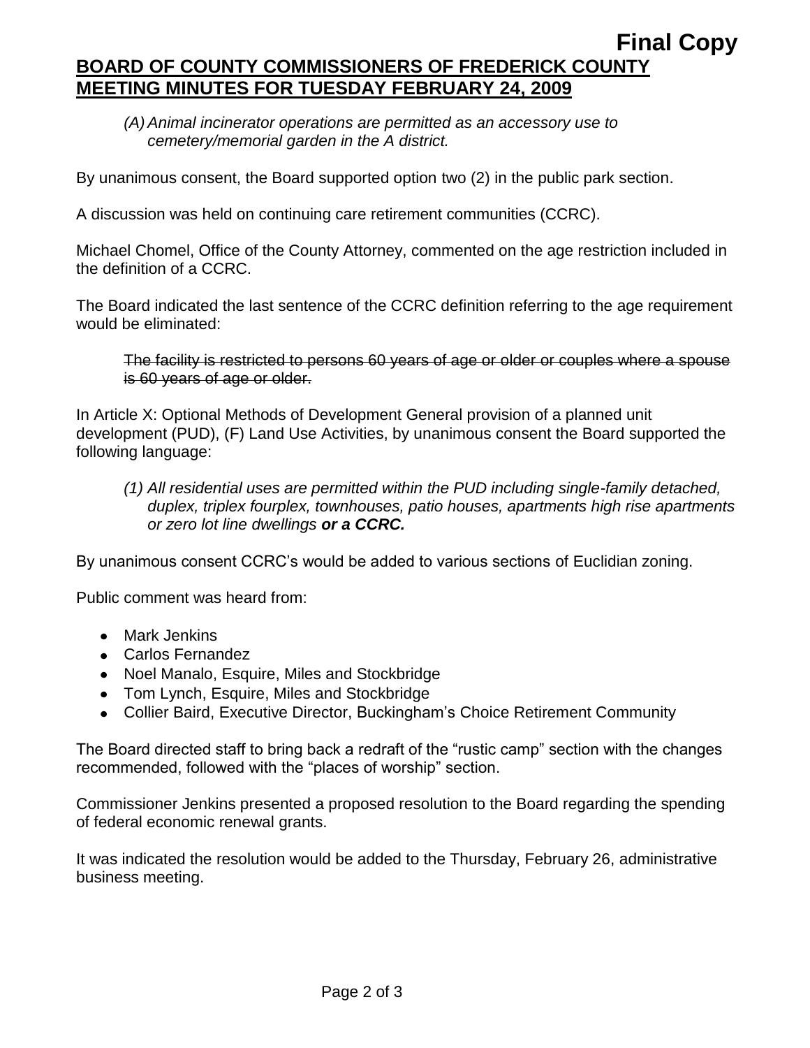*(A) Animal incinerator operations are permitted as an accessory use to cemetery/memorial garden in the A district.*

By unanimous consent, the Board supported option two (2) in the public park section.

A discussion was held on continuing care retirement communities (CCRC).

Michael Chomel, Office of the County Attorney, commented on the age restriction included in the definition of a CCRC.

The Board indicated the last sentence of the CCRC definition referring to the age requirement would be eliminated:

> ~~The facility is restricted to persons 60 years of age or older or couples where a spouse is 60 years of age or older.~~

In Article X: Optional Methods of Development General provision of a planned unit development (PUD), (F) Land Use Activities, by unanimous consent the Board supported the following language:

> *(1) All residential uses are permitted within the PUD including single-family detached, duplex, triplex fourplex, townhouses, patio houses, apartments high rise apartments or zero lot line dwellings **or a CCRC.***

By unanimous consent CCRC's would be added to various sections of Euclidian zoning.

Public comment was heard from:

- Mark Jenkins
- Carlos Fernandez
- Noel Manalo, Esquire, Miles and Stockbridge
- Tom Lynch, Esquire, Miles and Stockbridge
- Collier Baird, Executive Director, Buckingham's Choice Retirement Community

The Board directed staff to bring back a redraft of the "rustic camp" section with the changes recommended, followed with the "places of worship" section.

Commissioner Jenkins presented a proposed resolution to the Board regarding the spending of federal economic renewal grants.

It was indicated the resolution would be added to the Thursday, February 26, administrative business meeting.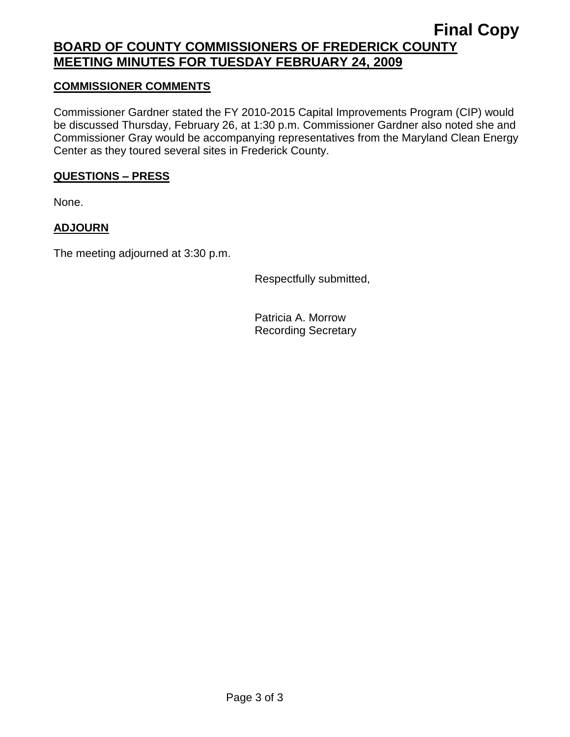## COMMISSIONER COMMENTS

Commissioner Gardner stated the FY 2010-2015 Capital Improvements Program (CIP) would be discussed Thursday, February 26, at 1:30 p.m. Commissioner Gardner also noted she and Commissioner Gray would be accompanying representatives from the Maryland Clean Energy Center as they toured several sites in Frederick County.

## QUESTIONS – PRESS

None.

## ADJOURN

The meeting adjourned at 3:30 p.m.

Respectfully submitted,

Patricia A. Morrow
Recording Secretary